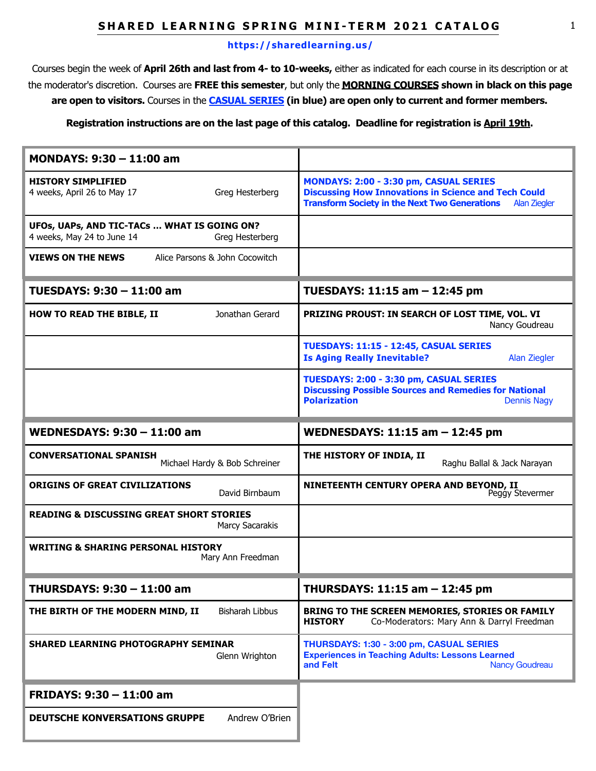# SHARED LEARNING SPRING MINI-TERM 2021 CATALOG

https://sharedlearning.us/

Courses begin the week of **April 26th and last from 4- to 10-weeks,** either as indicated for each course in its description or at the moderator's discretion. Courses are **FREE this semester**, but only the **MORNING COURSES shown in black on this page are open to visitors.** Courses in the **CASUAL SERIES (in blue) are open only to current and former members.**

**Registration instructions are on the last page of this catalog. Deadline for registration is April 19th.**

| **MONDAYS: 9:30 – 11:00 am** | |
|---|---|
| **HISTORY SIMPLIFIED** 4 weeks, April 26 to May 17 — Greg Hesterberg | **MONDAYS: 2:00 - 3:30 pm, CASUAL SERIES Discussing How Innovations in Science and Tech Could Transform Society in the Next Two Generations** — Alan Ziegler |
| **UFOs, UAPs, AND TIC-TACs … WHAT IS GOING ON?** 4 weeks, May 24 to June 14 — Greg Hesterberg | |
| **VIEWS ON THE NEWS** — Alice Parsons & John Cocowitch | |

| **TUESDAYS: 9:30 – 11:00 am** | **TUESDAYS: 11:15 am – 12:45 pm** |
|---|---|
| **HOW TO READ THE BIBLE, II** — Jonathan Gerard | **PRIZING PROUST: IN SEARCH OF LOST TIME, VOL. VI** — Nancy Goudreau |
| | **TUESDAYS: 11:15 - 12:45, CASUAL SERIES Is Aging Really Inevitable?** — Alan Ziegler |
| | **TUESDAYS: 2:00 - 3:30 pm, CASUAL SERIES Discussing Possible Sources and Remedies for National Polarization** — Dennis Nagy |

| **WEDNESDAYS: 9:30 – 11:00 am** | **WEDNESDAYS: 11:15 am – 12:45 pm** |
|---|---|
| **CONVERSATIONAL SPANISH** — Michael Hardy & Bob Schreiner | **THE HISTORY OF INDIA, II** — Raghu Ballal & Jack Narayan |
| **ORIGINS OF GREAT CIVILIZATIONS** — David Birnbaum | **NINETEENTH CENTURY OPERA AND BEYOND, II** — Peggy Stevermer |
| **READING & DISCUSSING GREAT SHORT STORIES** — Marcy Sacarakis | |
| **WRITING & SHARING PERSONAL HISTORY** — Mary Ann Freedman | |

| **THURSDAYS: 9:30 – 11:00 am** | **THURSDAYS: 11:15 am – 12:45 pm** |
|---|---|
| **THE BIRTH OF THE MODERN MIND, II** — Bisharah Libbus | **BRING TO THE SCREEN MEMORIES, STORIES OR FAMILY HISTORY** — Co-Moderators: Mary Ann & Darryl Freedman |
| **SHARED LEARNING PHOTOGRAPHY SEMINAR** — Glenn Wrighton | **THURSDAYS: 1:30 - 3:00 pm, CASUAL SERIES Experiences in Teaching Adults: Lessons Learned and Felt** — Nancy Goudreau |

| **FRIDAYS: 9:30 – 11:00 am** |
|---|
| **DEUTSCHE KONVERSATIONS GRUPPE** — Andrew O'Brien |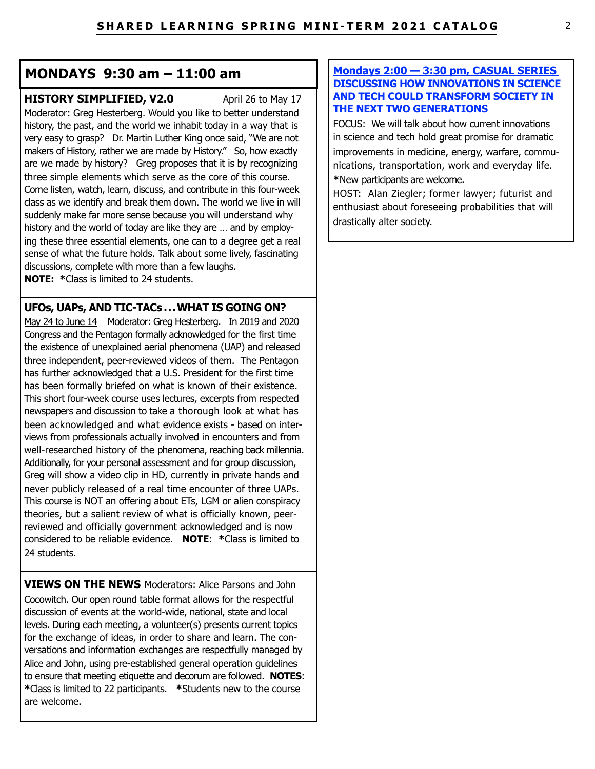## MONDAYS 9:30 am – 11:00 am

**HISTORY SIMPLIFIED, V2.0** April 26 to May 17

Moderator: Greg Hesterberg. Would you like to better understand history, the past, and the world we inhabit today in a way that is very easy to grasp? Dr. Martin Luther King once said, "We are not makers of History, rather we are made by History." So, how exactly are we made by history? Greg proposes that it is by recognizing three simple elements which serve as the core of this course. Come listen, watch, learn, discuss, and contribute in this four-week class as we identify and break them down. The world we live in will suddenly make far more sense because you will understand why history and the world of today are like they are … and by employing these three essential elements, one can to a degree get a real sense of what the future holds. Talk about some lively, fascinating discussions, complete with more than a few laughs.
**NOTE:** *Class is limited to 24 students.

**UFOs, UAPs, AND TIC-TACs . . . WHAT IS GOING ON?**

May 24 to June 14 Moderator: Greg Hesterberg. In 2019 and 2020 Congress and the Pentagon formally acknowledged for the first time the existence of unexplained aerial phenomena (UAP) and released three independent, peer-reviewed videos of them. The Pentagon has further acknowledged that a U.S. President for the first time has been formally briefed on what is known of their existence. This short four-week course uses lectures, excerpts from respected newspapers and discussion to take a thorough look at what has been acknowledged and what evidence exists - based on interviews from professionals actually involved in encounters and from well-researched history of the phenomena, reaching back millennia. Additionally, for your personal assessment and for group discussion, Greg will show a video clip in HD, currently in private hands and never publicly released of a real time encounter of three UAPs. This course is NOT an offering about ETs, LGM or alien conspiracy theories, but a salient review of what is officially known, peer-reviewed and officially government acknowledged and is now considered to be reliable evidence. **NOTE**: *Class is limited to 24 students.

**VIEWS ON THE NEWS** Moderators: Alice Parsons and John Cocowitch. Our open round table format allows for the respectful discussion of events at the world-wide, national, state and local levels. During each meeting, a volunteer(s) presents current topics for the exchange of ideas, in order to share and learn. The conversations and information exchanges are respectfully managed by Alice and John, using pre-established general operation guidelines to ensure that meeting etiquette and decorum are followed. **NOTES**: *Class is limited to 22 participants. *Students new to the course are welcome.

### Mondays 2:00 — 3:30 pm, CASUAL SERIES DISCUSSING HOW INNOVATIONS IN SCIENCE AND TECH COULD TRANSFORM SOCIETY IN THE NEXT TWO GENERATIONS

FOCUS: We will talk about how current innovations in science and tech hold great promise for dramatic improvements in medicine, energy, warfare, communications, transportation, work and everyday life. *New participants are welcome.

HOST: Alan Ziegler; former lawyer; futurist and enthusiast about foreseeing probabilities that will drastically alter society.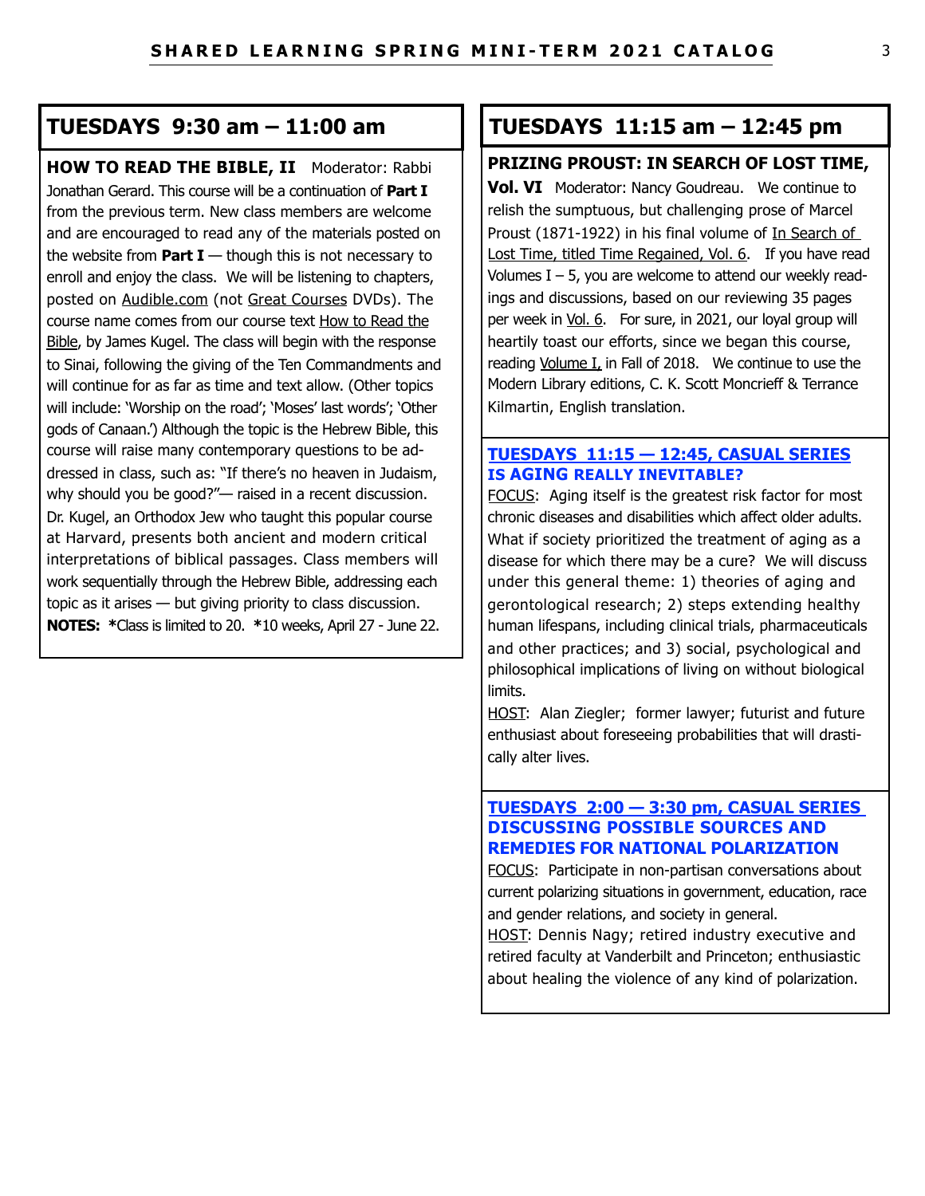## TUESDAYS 9:30 am – 11:00 am

**HOW TO READ THE BIBLE, II** Moderator: Rabbi Jonathan Gerard. This course will be a continuation of **Part I** from the previous term. New class members are welcome and are encouraged to read any of the materials posted on the website from **Part I** — though this is not necessary to enroll and enjoy the class. We will be listening to chapters, posted on Audible.com (not Great Courses DVDs). The course name comes from our course text How to Read the Bible, by James Kugel. The class will begin with the response to Sinai, following the giving of the Ten Commandments and will continue for as far as time and text allow. (Other topics will include: 'Worship on the road'; 'Moses' last words'; 'Other gods of Canaan.') Although the topic is the Hebrew Bible, this course will raise many contemporary questions to be addressed in class, such as: "If there's no heaven in Judaism, why should you be good?"— raised in a recent discussion. Dr. Kugel, an Orthodox Jew who taught this popular course at Harvard, presents both ancient and modern critical interpretations of biblical passages. Class members will work sequentially through the Hebrew Bible, addressing each topic as it arises — but giving priority to class discussion. **NOTES: ***Class is limited to 20. ***10 weeks, April 27 - June 22.

## TUESDAYS 11:15 am – 12:45 pm

**PRIZING PROUST: IN SEARCH OF LOST TIME, Vol. VI** Moderator: Nancy Goudreau. We continue to relish the sumptuous, but challenging prose of Marcel Proust (1871-1922) in his final volume of In Search of Lost Time, titled Time Regained, Vol. 6. If you have read Volumes I – 5, you are welcome to attend our weekly readings and discussions, based on our reviewing 35 pages per week in Vol. 6. For sure, in 2021, our loyal group will heartily toast our efforts, since we began this course, reading Volume I, in Fall of 2018. We continue to use the Modern Library editions, C. K. Scott Moncrieff & Terrance Kilmartin, English translation.

### TUESDAYS 11:15 — 12:45, CASUAL SERIES
### IS AGING REALLY INEVITABLE?

FOCUS: Aging itself is the greatest risk factor for most chronic diseases and disabilities which affect older adults. What if society prioritized the treatment of aging as a disease for which there may be a cure? We will discuss under this general theme: 1) theories of aging and gerontological research; 2) steps extending healthy human lifespans, including clinical trials, pharmaceuticals and other practices; and 3) social, psychological and philosophical implications of living on without biological limits.

HOST: Alan Ziegler; former lawyer; futurist and future enthusiast about foreseeing probabilities that will drastically alter lives.

### TUESDAYS 2:00 — 3:30 pm, CASUAL SERIES
### DISCUSSING POSSIBLE SOURCES AND REMEDIES FOR NATIONAL POLARIZATION

FOCUS: Participate in non-partisan conversations about current polarizing situations in government, education, race and gender relations, and society in general.

HOST: Dennis Nagy; retired industry executive and retired faculty at Vanderbilt and Princeton; enthusiastic about healing the violence of any kind of polarization.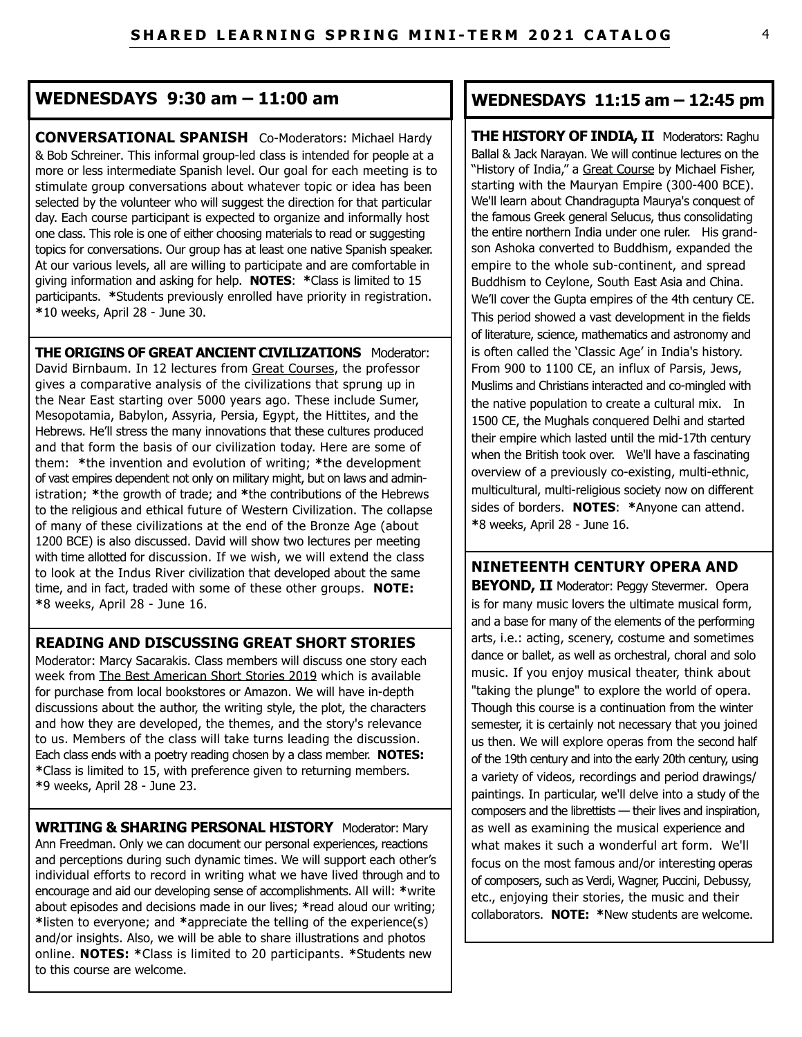## WEDNESDAYS 9:30 am – 11:00 am

**CONVERSATIONAL SPANISH** Co-Moderators: Michael Hardy & Bob Schreiner. This informal group-led class is intended for people at a more or less intermediate Spanish level. Our goal for each meeting is to stimulate group conversations about whatever topic or idea has been selected by the volunteer who will suggest the direction for that particular day. Each course participant is expected to organize and informally host one class. This role is one of either choosing materials to read or suggesting topics for conversations. Our group has at least one native Spanish speaker. At our various levels, all are willing to participate and are comfortable in giving information and asking for help. **NOTES**: *Class is limited to 15 participants. *Students previously enrolled have priority in registration. *10 weeks, April 28 - June 30.

**THE ORIGINS OF GREAT ANCIENT CIVILIZATIONS** Moderator: David Birnbaum. In 12 lectures from Great Courses, the professor gives a comparative analysis of the civilizations that sprung up in the Near East starting over 5000 years ago. These include Sumer, Mesopotamia, Babylon, Assyria, Persia, Egypt, the Hittites, and the Hebrews. He'll stress the many innovations that these cultures produced and that form the basis of our civilization today. Here are some of them: *the invention and evolution of writing; *the development of vast empires dependent not only on military might, but on laws and administration; *the growth of trade; and *the contributions of the Hebrews to the religious and ethical future of Western Civilization. The collapse of many of these civilizations at the end of the Bronze Age (about 1200 BCE) is also discussed. David will show two lectures per meeting with time allotted for discussion. If we wish, we will extend the class to look at the Indus River civilization that developed about the same time, and in fact, traded with some of these other groups. **NOTE:** *8 weeks, April 28 - June 16.

**READING AND DISCUSSING GREAT SHORT STORIES**
Moderator: Marcy Sacarakis. Class members will discuss one story each week from The Best American Short Stories 2019 which is available for purchase from local bookstores or Amazon. We will have in-depth discussions about the author, the writing style, the plot, the characters and how they are developed, the themes, and the story's relevance to us. Members of the class will take turns leading the discussion. Each class ends with a poetry reading chosen by a class member. **NOTES:** *Class is limited to 15, with preference given to returning members. *9 weeks, April 28 - June 23.

**WRITING & SHARING PERSONAL HISTORY** Moderator: Mary Ann Freedman. Only we can document our personal experiences, reactions and perceptions during such dynamic times. We will support each other's individual efforts to record in writing what we have lived through and to encourage and aid our developing sense of accomplishments. All will: *write about episodes and decisions made in our lives; *read aloud our writing; *listen to everyone; and *appreciate the telling of the experience(s) and/or insights. Also, we will be able to share illustrations and photos online. **NOTES:** *Class is limited to 20 participants. *Students new to this course are welcome.

## WEDNESDAYS 11:15 am – 12:45 pm

**THE HISTORY OF INDIA, II** Moderators: Raghu Ballal & Jack Narayan. We will continue lectures on the "History of India," a Great Course by Michael Fisher, starting with the Mauryan Empire (300-400 BCE). We'll learn about Chandragupta Maurya's conquest of the famous Greek general Selucus, thus consolidating the entire northern India under one ruler. His grandson Ashoka converted to Buddhism, expanded the empire to the whole sub-continent, and spread Buddhism to Ceylone, South East Asia and China. We'll cover the Gupta empires of the 4th century CE. This period showed a vast development in the fields of literature, science, mathematics and astronomy and is often called the 'Classic Age' in India's history. From 900 to 1100 CE, an influx of Parsis, Jews, Muslims and Christians interacted and co-mingled with the native population to create a cultural mix. In 1500 CE, the Mughals conquered Delhi and started their empire which lasted until the mid-17th century when the British took over. We'll have a fascinating overview of a previously co-existing, multi-ethnic, multicultural, multi-religious society now on different sides of borders. **NOTES**: *Anyone can attend. *8 weeks, April 28 - June 16.

**NINETEENTH CENTURY OPERA AND BEYOND, II** Moderator: Peggy Stevermer. Opera is for many music lovers the ultimate musical form, and a base for many of the elements of the performing arts, i.e.: acting, scenery, costume and sometimes dance or ballet, as well as orchestral, choral and solo music. If you enjoy musical theater, think about "taking the plunge" to explore the world of opera. Though this course is a continuation from the winter semester, it is certainly not necessary that you joined us then. We will explore operas from the second half of the 19th century and into the early 20th century, using a variety of videos, recordings and period drawings/ paintings. In particular, we'll delve into a study of the composers and the librettists — their lives and inspiration, as well as examining the musical experience and what makes it such a wonderful art form. We'll focus on the most famous and/or interesting operas of composers, such as Verdi, Wagner, Puccini, Debussy, etc., enjoying their stories, the music and their collaborators. **NOTE:** *New students are welcome.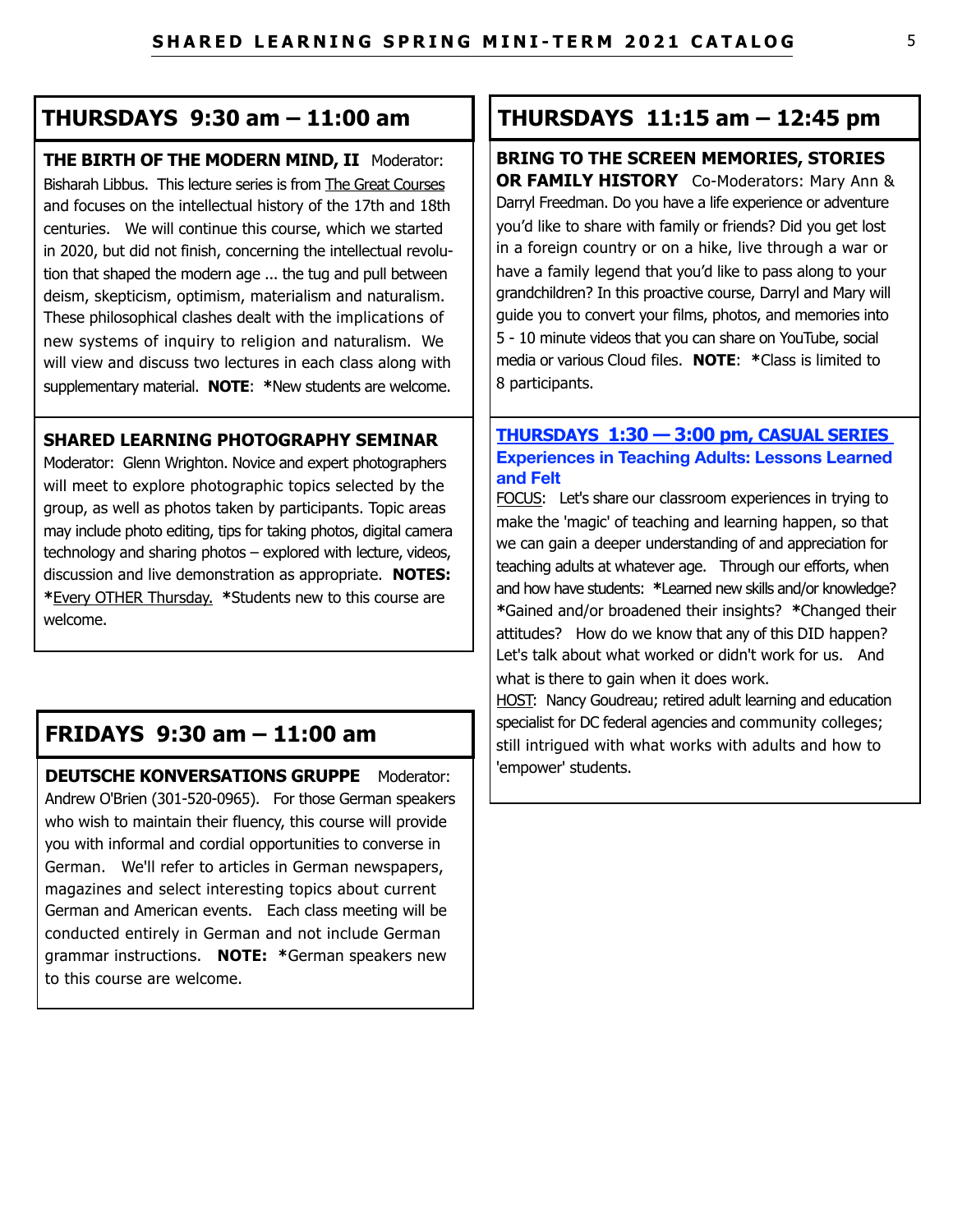## THURSDAYS 9:30 am – 11:00 am

**THE BIRTH OF THE MODERN MIND, II** Moderator: Bisharah Libbus. This lecture series is from The Great Courses and focuses on the intellectual history of the 17th and 18th centuries. We will continue this course, which we started in 2020, but did not finish, concerning the intellectual revolution that shaped the modern age ... the tug and pull between deism, skepticism, optimism, materialism and naturalism. These philosophical clashes dealt with the implications of new systems of inquiry to religion and naturalism. We will view and discuss two lectures in each class along with supplementary material. **NOTE**: ***New students are welcome.

**SHARED LEARNING PHOTOGRAPHY SEMINAR** Moderator: Glenn Wrighton. Novice and expert photographers will meet to explore photographic topics selected by the group, as well as photos taken by participants. Topic areas may include photo editing, tips for taking photos, digital camera technology and sharing photos – explored with lecture, videos, discussion and live demonstration as appropriate. **NOTES:** ***Every OTHER Thursday. ***Students new to this course are welcome.

## FRIDAYS 9:30 am – 11:00 am

**DEUTSCHE KONVERSATIONS GRUPPE** Moderator: Andrew O'Brien (301-520-0965). For those German speakers who wish to maintain their fluency, this course will provide you with informal and cordial opportunities to converse in German. We'll refer to articles in German newspapers, magazines and select interesting topics about current German and American events. Each class meeting will be conducted entirely in German and not include German grammar instructions. **NOTE:** ***German speakers new to this course are welcome.

## THURSDAYS 11:15 am – 12:45 pm

**BRING TO THE SCREEN MEMORIES, STORIES OR FAMILY HISTORY** Co-Moderators: Mary Ann & Darryl Freedman. Do you have a life experience or adventure you'd like to share with family or friends? Did you get lost in a foreign country or on a hike, live through a war or have a family legend that you'd like to pass along to your grandchildren? In this proactive course, Darryl and Mary will guide you to convert your films, photos, and memories into 5 - 10 minute videos that you can share on YouTube, social media or various Cloud files. **NOTE**: ***Class is limited to 8 participants.

### THURSDAYS 1:30 — 3:00 pm, CASUAL SERIES

**Experiences in Teaching Adults: Lessons Learned and Felt**

FOCUS: Let's share our classroom experiences in trying to make the 'magic' of teaching and learning happen, so that we can gain a deeper understanding of and appreciation for teaching adults at whatever age. Through our efforts, when and how have students: ***Learned new skills and/or knowledge? ***Gained and/or broadened their insights? ***Changed their attitudes? How do we know that any of this DID happen? Let's talk about what worked or didn't work for us. And what is there to gain when it does work.

HOST: Nancy Goudreau; retired adult learning and education specialist for DC federal agencies and community colleges; still intrigued with what works with adults and how to 'empower' students.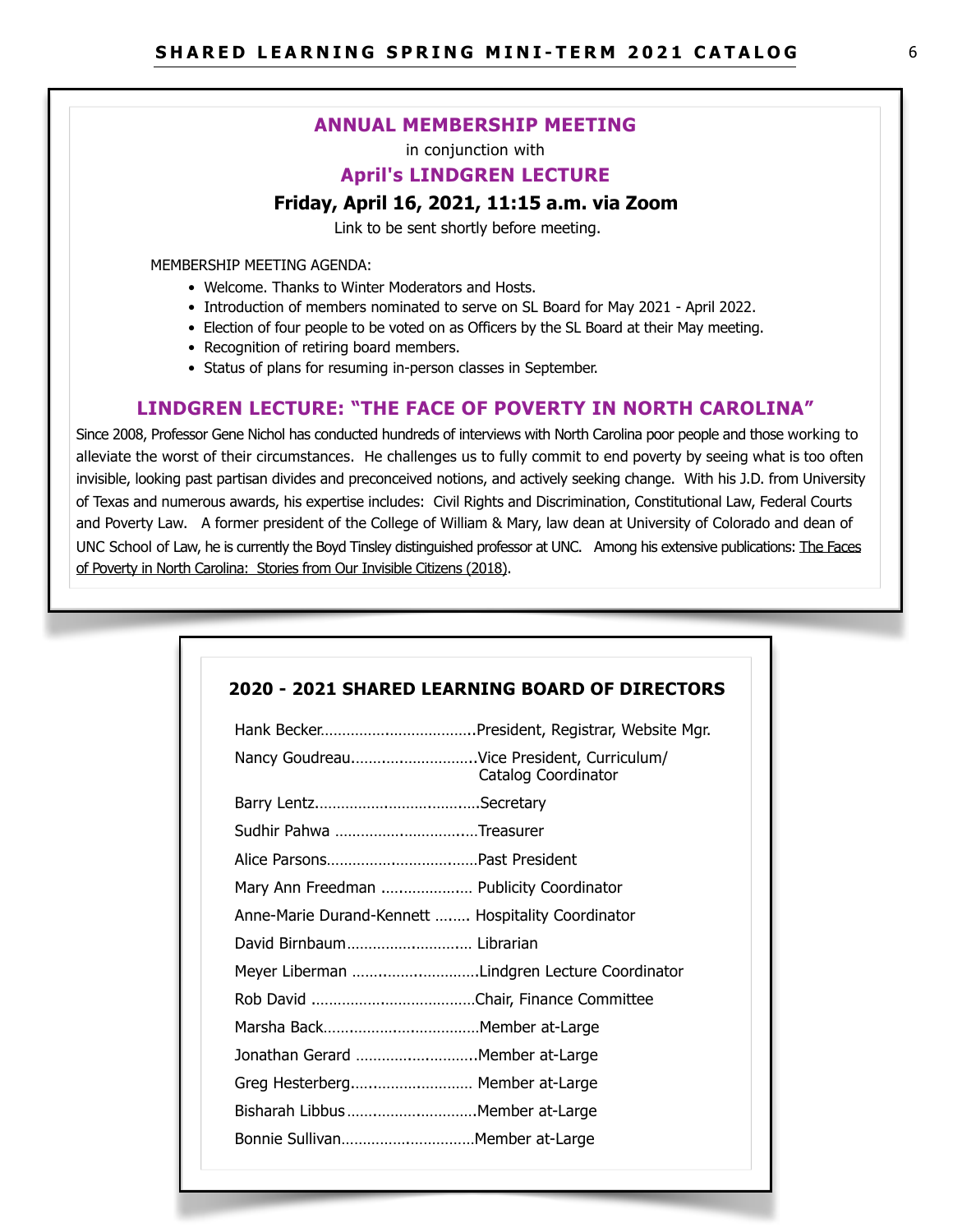## ANNUAL MEMBERSHIP MEETING

in conjunction with

## April's LINDGREN LECTURE

**Friday, April 16, 2021, 11:15 a.m. via Zoom**

Link to be sent shortly before meeting.

MEMBERSHIP MEETING AGENDA:

- Welcome. Thanks to Winter Moderators and Hosts.
- Introduction of members nominated to serve on SL Board for May 2021 - April 2022.
- Election of four people to be voted on as Officers by the SL Board at their May meeting.
- Recognition of retiring board members.
- Status of plans for resuming in-person classes in September.

## LINDGREN LECTURE: "THE FACE OF POVERTY IN NORTH CAROLINA"

Since 2008, Professor Gene Nichol has conducted hundreds of interviews with North Carolina poor people and those working to alleviate the worst of their circumstances. He challenges us to fully commit to end poverty by seeing what is too often invisible, looking past partisan divides and preconceived notions, and actively seeking change. With his J.D. from University of Texas and numerous awards, his expertise includes: Civil Rights and Discrimination, Constitutional Law, Federal Courts and Poverty Law. A former president of the College of William & Mary, law dean at University of Colorado and dean of UNC School of Law, he is currently the Boyd Tinsley distinguished professor at UNC. Among his extensive publications: The Faces of Poverty in North Carolina: Stories from Our Invisible Citizens (2018).

### 2020 - 2021 SHARED LEARNING BOARD OF DIRECTORS

Hank Becker..................................President, Registrar, Website Mgr.

Nancy Goudreau............................Vice President, Curriculum/ Catalog Coordinator

Barry Lentz......................................Secretary

Sudhir Pahwa ..................................Treasurer

Alice Parsons...................................Past President

Mary Ann Freedman ..................... Publicity Coordinator

Anne-Marie Durand-Kennett ........ Hospitality Coordinator

David Birnbaum............................ Librarian

Meyer Liberman .............................Lindgren Lecture Coordinator

Rob David .......................................Chair, Finance Committee

Marsha Back....................................Member at-Large

Jonathan Gerard .............................Member at-Large

Greg Hesterberg............................ Member at-Large

Bisharah Libbus ..............................Member at-Large

Bonnie Sullivan...............................Member at-Large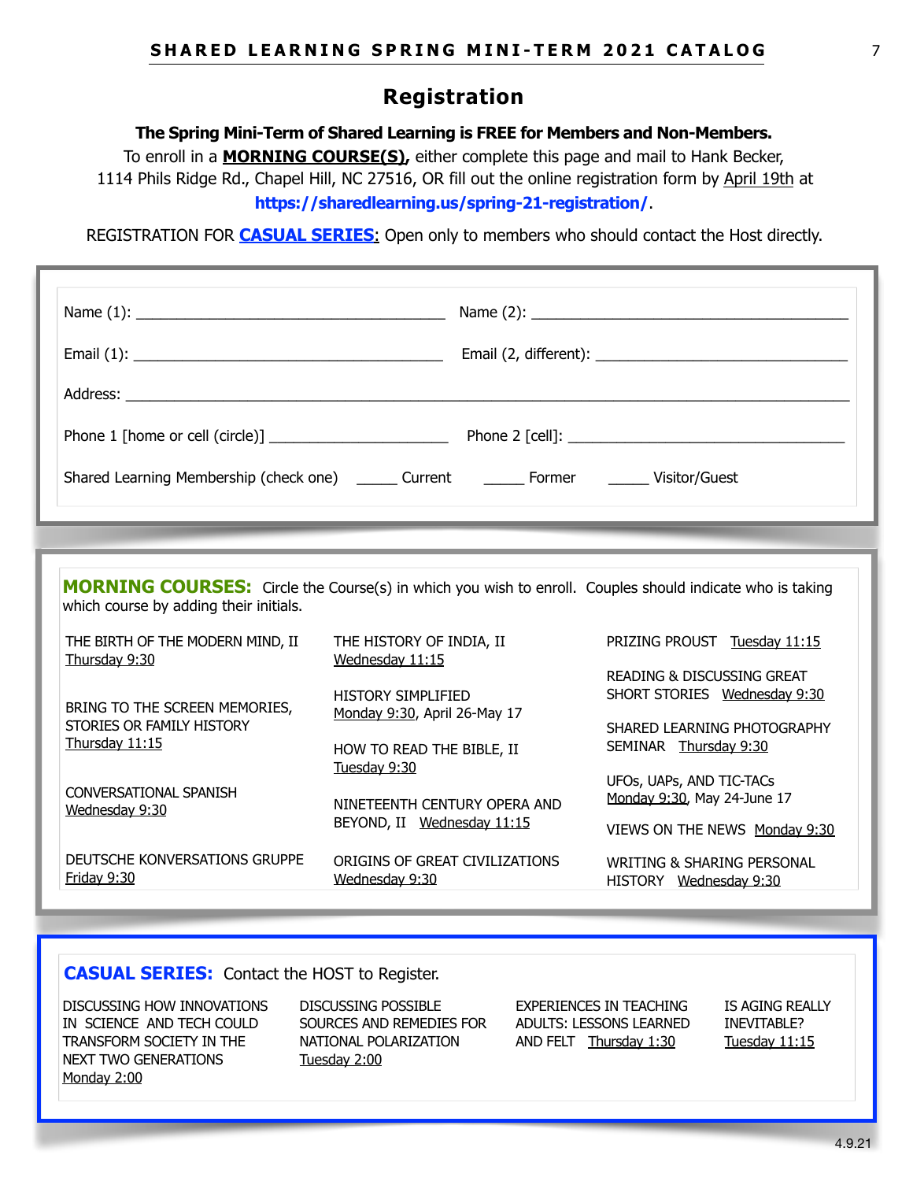## Registration

**The Spring Mini-Term of Shared Learning is FREE for Members and Non-Members.**

To enroll in a **MORNING COURSE(S),** either complete this page and mail to Hank Becker, 1114 Phils Ridge Rd., Chapel Hill, NC 27516, OR fill out the online registration form by April 19th at **https://sharedlearning.us/spring-21-registration/**.

REGISTRATION FOR **CASUAL SERIES**: Open only to members who should contact the Host directly.

Name (1): ______________________ Name (2): ______________________

Email (1): ______________________ Email (2, different): ______________________

Address: ______________________________________________

Phone 1 [home or cell (circle)] ______________ Phone 2 [cell]: ______________

Shared Learning Membership (check one) _____ Current _____ Former _____ Visitor/Guest

**MORNING COURSES:** Circle the Course(s) in which you wish to enroll. Couples should indicate who is taking which course by adding their initials.

THE BIRTH OF THE MODERN MIND, II
Thursday 9:30

BRING TO THE SCREEN MEMORIES, STORIES OR FAMILY HISTORY
Thursday 11:15

CONVERSATIONAL SPANISH
Wednesday 9:30

DEUTSCHE KONVERSATIONS GRUPPE
Friday 9:30

THE HISTORY OF INDIA, II
Wednesday 11:15

HISTORY SIMPLIFIED
Monday 9:30, April 26-May 17

HOW TO READ THE BIBLE, II
Tuesday 9:30

NINETEENTH CENTURY OPERA AND BEYOND, II Wednesday 11:15

ORIGINS OF GREAT CIVILIZATIONS
Wednesday 9:30

PRIZING PROUST Tuesday 11:15

READING & DISCUSSING GREAT SHORT STORIES Wednesday 9:30

SHARED LEARNING PHOTOGRAPHY SEMINAR Thursday 9:30

UFOs, UAPs, AND TIC-TACs
Monday 9:30, May 24-June 17

VIEWS ON THE NEWS Monday 9:30

WRITING & SHARING PERSONAL HISTORY Wednesday 9:30

**CASUAL SERIES:** Contact the HOST to Register.

DISCUSSING HOW INNOVATIONS IN SCIENCE AND TECH COULD TRANSFORM SOCIETY IN THE NEXT TWO GENERATIONS
Monday 2:00

DISCUSSING POSSIBLE SOURCES AND REMEDIES FOR NATIONAL POLARIZATION
Tuesday 2:00

EXPERIENCES IN TEACHING ADULTS: LESSONS LEARNED AND FELT Thursday 1:30

IS AGING REALLY INEVITABLE?
Tuesday 11:15

4.9.21